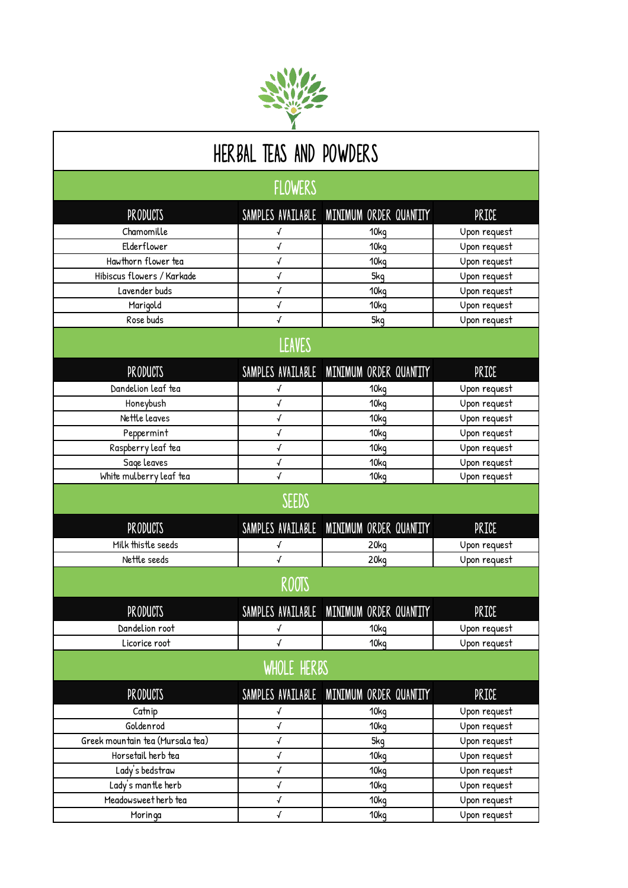# HERBAL TEAS AND POWDERS

## FLOWERS

| PRODUCTS | SAMPLES AVAILABLE | MINIMUM ORDER QUANTITY | PRICE |
|---|---|---|---|
| Chamomille | √ | 10kg | Upon request |
| Elderflower | √ | 10kg | Upon request |
| Hawthorn flower tea | √ | 10kg | Upon request |
| Hibiscus flowers / Karkade | √ | 5kg | Upon request |
| Lavender buds | √ | 10kg | Upon request |
| Marigold | √ | 10kg | Upon request |
| Rose buds | √ | 5kg | Upon request |

## LEAVES

| PRODUCTS | SAMPLES AVAILABLE | MINIMUM ORDER QUANTITY | PRICE |
|---|---|---|---|
| Dandelion leaf tea | √ | 10kg | Upon request |
| Honeybush | √ | 10kg | Upon request |
| Nettle leaves | √ | 10kg | Upon request |
| Peppermint | √ | 10kg | Upon request |
| Raspberry leaf tea | √ | 10kg | Upon request |
| Sage leaves | √ | 10kg | Upon request |
| White mulberry leaf tea | √ | 10kg | Upon request |

## SEEDS

| PRODUCTS | SAMPLES AVAILABLE | MINIMUM ORDER QUANTITY | PRICE |
|---|---|---|---|
| Milk thistle seeds | √ | 20kg | Upon request |
| Nettle seeds | √ | 20kg | Upon request |

## ROOTS

| PRODUCTS | SAMPLES AVAILABLE | MINIMUM ORDER QUANTITY | PRICE |
|---|---|---|---|
| Dandelion root | √ | 10kg | Upon request |
| Licorice root | √ | 10kg | Upon request |

## WHOLE HERBS

| PRODUCTS | SAMPLES AVAILABLE | MINIMUM ORDER QUANTITY | PRICE |
|---|---|---|---|
| Catnip | √ | 10kg | Upon request |
| Goldenrod | √ | 10kg | Upon request |
| Greek mountain tea (Mursala tea) | √ | 5kg | Upon request |
| Horsetail herb tea | √ | 10kg | Upon request |
| Lady's bedstraw | √ | 10kg | Upon request |
| Lady's mantle herb | √ | 10kg | Upon request |
| Meadowsweet herb tea | √ | 10kg | Upon request |
| Moringa | √ | 10kg | Upon request |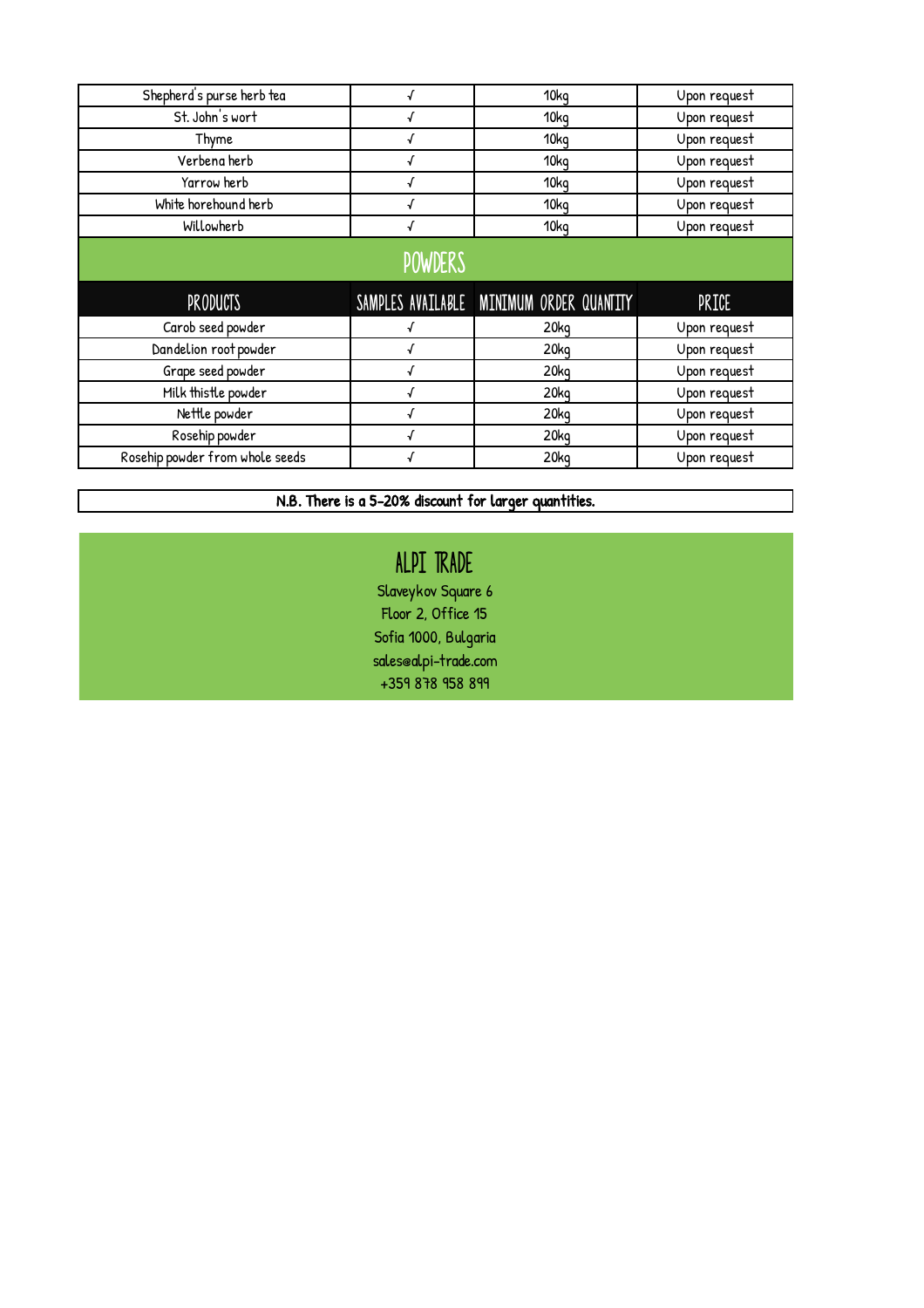| | | | |
|---|---|---|---|
| Shepherd's purse herb tea | √ | 10kg | Upon request |
| St. John's wort | √ | 10kg | Upon request |
| Thyme | √ | 10kg | Upon request |
| Verbena herb | √ | 10kg | Upon request |
| Yarrow herb | √ | 10kg | Upon request |
| White horehound herb | √ | 10kg | Upon request |
| Willowherb | √ | 10kg | Upon request |

## POWDERS

| PRODUCTS | SAMPLES AVAILABLE | MINIMUM ORDER QUANTITY | PRICE |
|---|---|---|---|
| Carob seed powder | √ | 20kg | Upon request |
| Dandelion root powder | √ | 20kg | Upon request |
| Grape seed powder | √ | 20kg | Upon request |
| Milk thistle powder | √ | 20kg | Upon request |
| Nettle powder | √ | 20kg | Upon request |
| Rosehip powder | √ | 20kg | Upon request |
| Rosehip powder from whole seeds | √ | 20kg | Upon request |

**N.B. There is a 5-20% discount for larger quantities.**

## ALPI TRADE

Slaveykov Square 6
Floor 2, Office 15
Sofia 1000, Bulgaria
sales@alpi-trade.com
+359 878 958 899